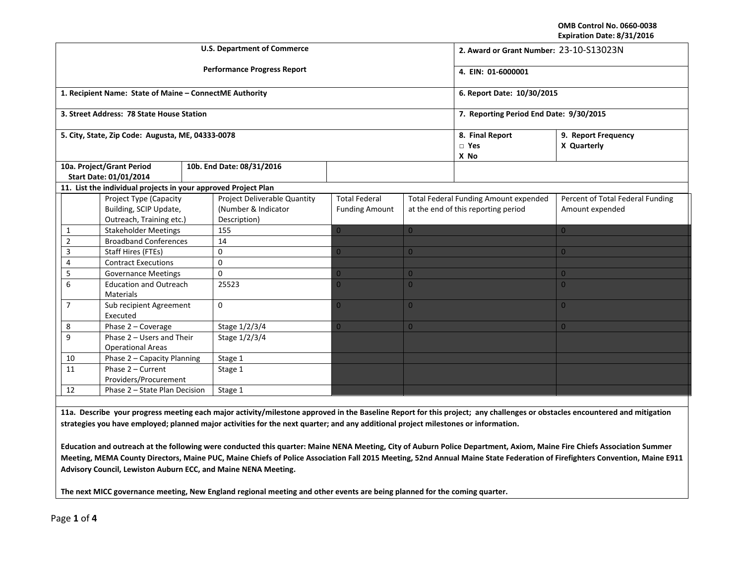OMB Control No. 0660-0038
Expiration Date: 8/31/2016

| U.S. Department of Commerce<br><br>Performance Progress Report | 2. Award or Grant Number: 23-10-S13023N |
|---|---|
| | 4. EIN: 01-6000001 |
| 1. Recipient Name: State of Maine – ConnectME Authority | 6. Report Date: 10/30/2015 |
| 3. Street Address: 78 State House Station | 7. Reporting Period End Date: 9/30/2015 |
| 5. City, State, Zip Code: Augusta, ME, 04333-0078 | 8. Final Report<br>□ Yes<br>X No<br><br>9. Report Frequency<br>X Quarterly |
| 10a. Project/Grant Period Start Date: 01/01/2014<br>10b. End Date: 08/31/2016 | |

**11. List the individual projects in your approved Project Plan**

| | Project Type (Capacity Building, SCIP Update, Outreach, Training etc.) | Project Deliverable Quantity (Number & Indicator Description) | Total Federal Funding Amount | Total Federal Funding Amount expended at the end of this reporting period | Percent of Total Federal Funding Amount expended |
|---|---|---|---|---|---|
| 1 | Stakeholder Meetings | 155 | 0 | 0 | 0 |
| 2 | Broadband Conferences | 14 | | | |
| 3 | Staff Hires (FTEs) | 0 | 0 | 0 | 0 |
| 4 | Contract Executions | 0 | | | |
| 5 | Governance Meetings | 0 | 0 | 0 | 0 |
| 6 | Education and Outreach Materials | 25523 | 0 | 0 | 0 |
| 7 | Sub recipient Agreement Executed | 0 | 0 | 0 | 0 |
| 8 | Phase 2 – Coverage | Stage 1/2/3/4 | 0 | 0 | 0 |
| 9 | Phase 2 – Users and Their Operational Areas | Stage 1/2/3/4 | | | |
| 10 | Phase 2 – Capacity Planning | Stage 1 | | | |
| 11 | Phase 2 – Current Providers/Procurement | Stage 1 | | | |
| 12 | Phase 2 – State Plan Decision | Stage 1 | | | |

**11a. Describe your progress meeting each major activity/milestone approved in the Baseline Report for this project; any challenges or obstacles encountered and mitigation strategies you have employed; planned major activities for the next quarter; and any additional project milestones or information.**

**Education and outreach at the following were conducted this quarter: Maine NENA Meeting, City of Auburn Police Department, Axiom, Maine Fire Chiefs Association Summer Meeting, MEMA County Directors, Maine PUC, Maine Chiefs of Police Association Fall 2015 Meeting, 52nd Annual Maine State Federation of Firefighters Convention, Maine E911 Advisory Council, Lewiston Auburn ECC, and Maine NENA Meeting.**

**The next MICC governance meeting, New England regional meeting and other events are being planned for the coming quarter.**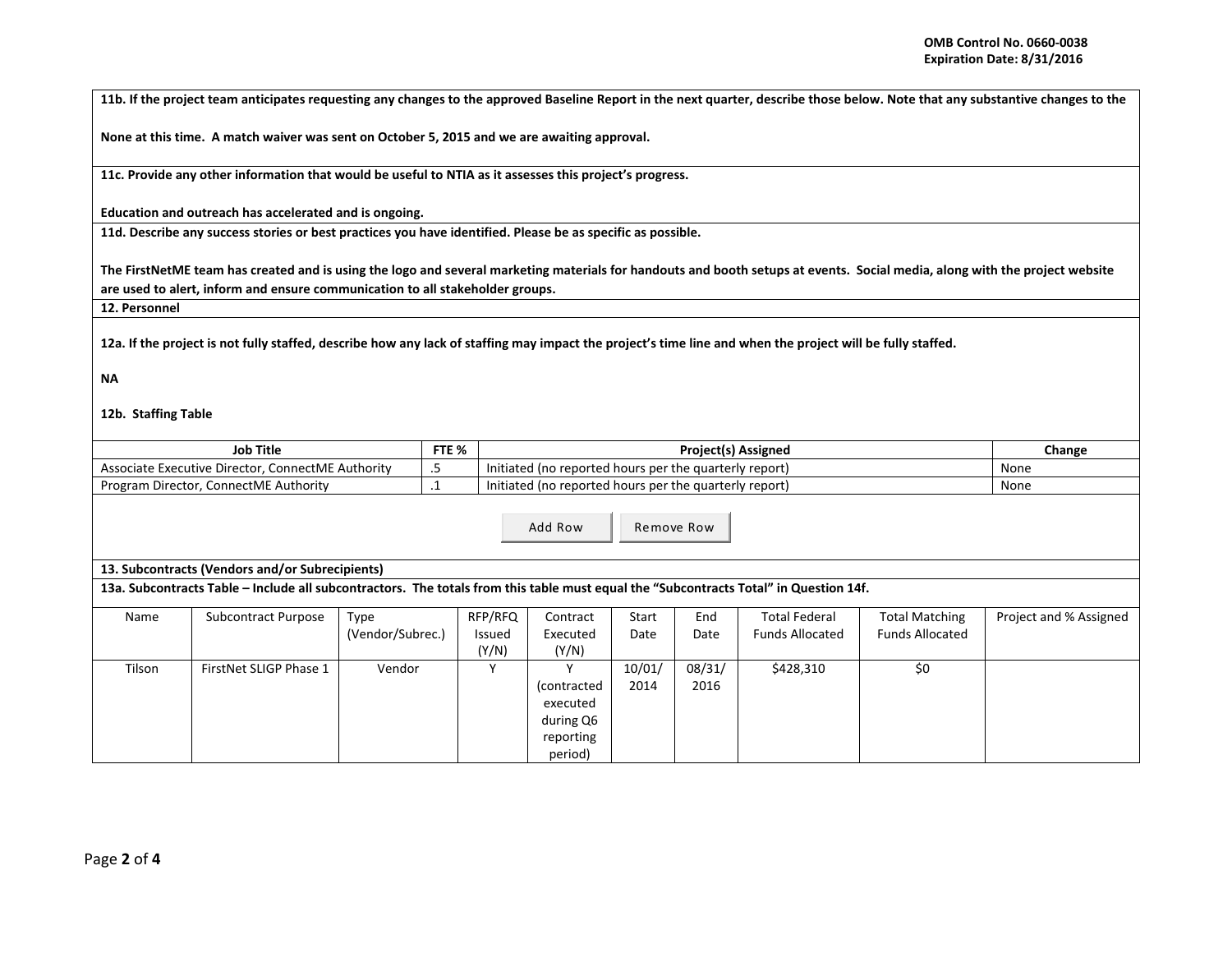**11b. If the project team anticipates requesting any changes to the approved Baseline Report in the next quarter, describe those below. Note that any substantive changes to the**

**None at this time. A match waiver was sent on October 5, 2015 and we are awaiting approval.**

**11c. Provide any other information that would be useful to NTIA as it assesses this project's progress.**

**Education and outreach has accelerated and is ongoing.**

**11d. Describe any success stories or best practices you have identified. Please be as specific as possible.**

**The FirstNetME team has created and is using the logo and several marketing materials for handouts and booth setups at events. Social media, along with the project website are used to alert, inform and ensure communication to all stakeholder groups.**

**12. Personnel**

**12a. If the project is not fully staffed, describe how any lack of staffing may impact the project's time line and when the project will be fully staffed.**

**NA**

**12b. Staffing Table**

| Job Title | FTE % | Project(s) Assigned | Change |
|---|---|---|---|
| Associate Executive Director, ConnectME Authority | .5 | Initiated (no reported hours per the quarterly report) | None |
| Program Director, ConnectME Authority | .1 | Initiated (no reported hours per the quarterly report) | None |

Add Row Remove Row

**13. Subcontracts (Vendors and/or Subrecipients)**

**13a. Subcontracts Table – Include all subcontractors. The totals from this table must equal the "Subcontracts Total" in Question 14f.**

| Name | Subcontract Purpose | Type (Vendor/Subrec.) | RFP/RFQ Issued (Y/N) | Contract Executed (Y/N) | Start Date | End Date | Total Federal Funds Allocated | Total Matching Funds Allocated | Project and % Assigned |
|---|---|---|---|---|---|---|---|---|---|
| Tilson | FirstNet SLIGP Phase 1 | Vendor | Y | Y (contracted executed during Q6 reporting period) | 10/01/2014 | 08/31/2016 | $428,310 | $0 | |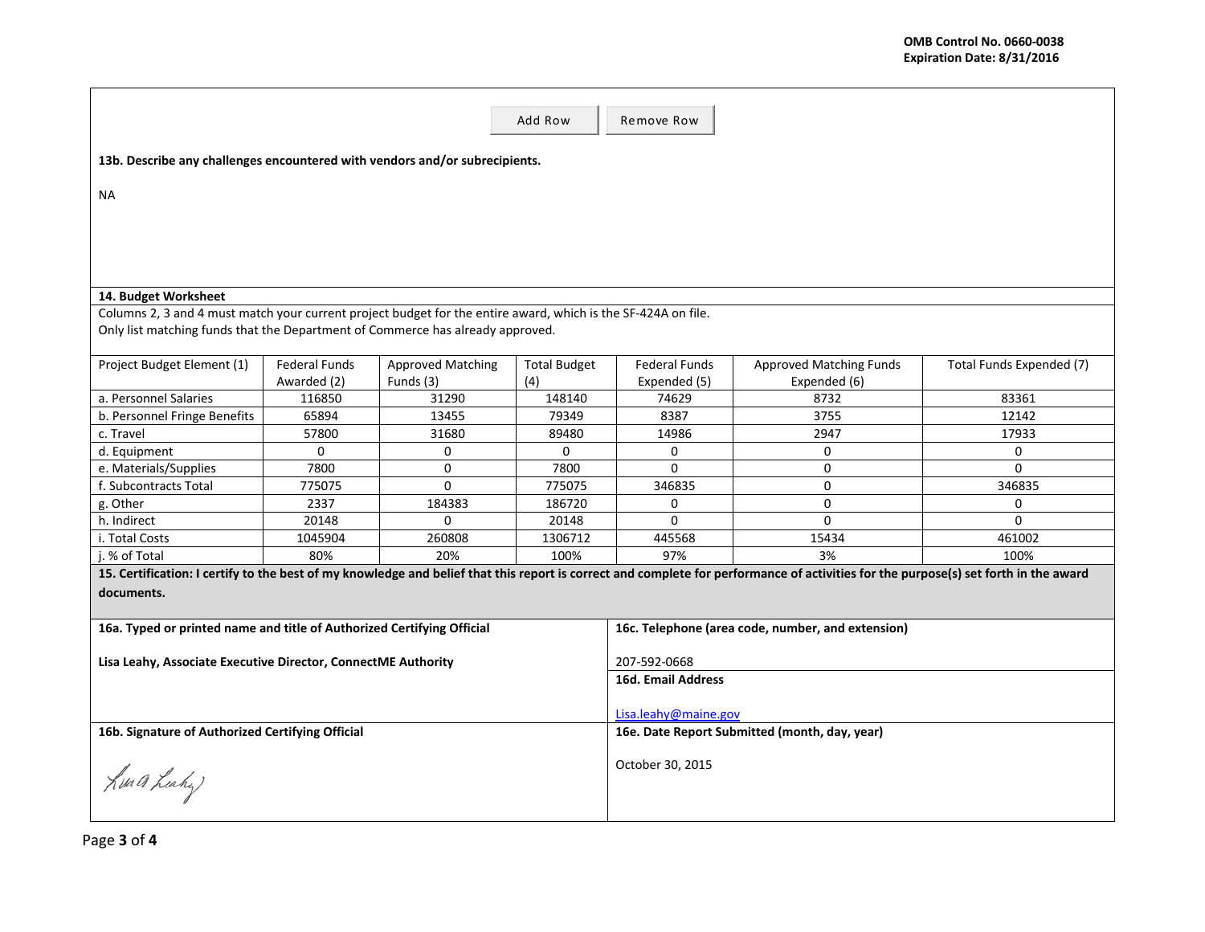Add Row | Remove Row

**13b. Describe any challenges encountered with vendors and/or subrecipients.**

NA

**14. Budget Worksheet**

Columns 2, 3 and 4 must match your current project budget for the entire award, which is the SF-424A on file.
Only list matching funds that the Department of Commerce has already approved.

| Project Budget Element (1) | Federal Funds Awarded (2) | Approved Matching Funds (3) | Total Budget (4) | Federal Funds Expended (5) | Approved Matching Funds Expended (6) | Total Funds Expended (7) |
|---|---|---|---|---|---|---|
| a. Personnel Salaries | 116850 | 31290 | 148140 | 74629 | 8732 | 83361 |
| b. Personnel Fringe Benefits | 65894 | 13455 | 79349 | 8387 | 3755 | 12142 |
| c. Travel | 57800 | 31680 | 89480 | 14986 | 2947 | 17933 |
| d. Equipment | 0 | 0 | 0 | 0 | 0 | 0 |
| e. Materials/Supplies | 7800 | 0 | 7800 | 0 | 0 | 0 |
| f. Subcontracts Total | 775075 | 0 | 775075 | 346835 | 0 | 346835 |
| g. Other | 2337 | 184383 | 186720 | 0 | 0 | 0 |
| h. Indirect | 20148 | 0 | 20148 | 0 | 0 | 0 |
| i. Total Costs | 1045904 | 260808 | 1306712 | 445568 | 15434 | 461002 |
| j. % of Total | 80% | 20% | 100% | 97% | 3% | 100% |

**15. Certification: I certify to the best of my knowledge and belief that this report is correct and complete for performance of activities for the purpose(s) set forth in the award documents.**

**16a. Typed or printed name and title of Authorized Certifying Official**

**Lisa Leahy, Associate Executive Director, ConnectME Authority**

**16b. Signature of Authorized Certifying Official**

Lisa A Leahy

**16c. Telephone (area code, number, and extension)**

207-592-0668

**16d. Email Address**

Lisa.leahy@maine.gov

**16e. Date Report Submitted (month, day, year)**

October 30, 2015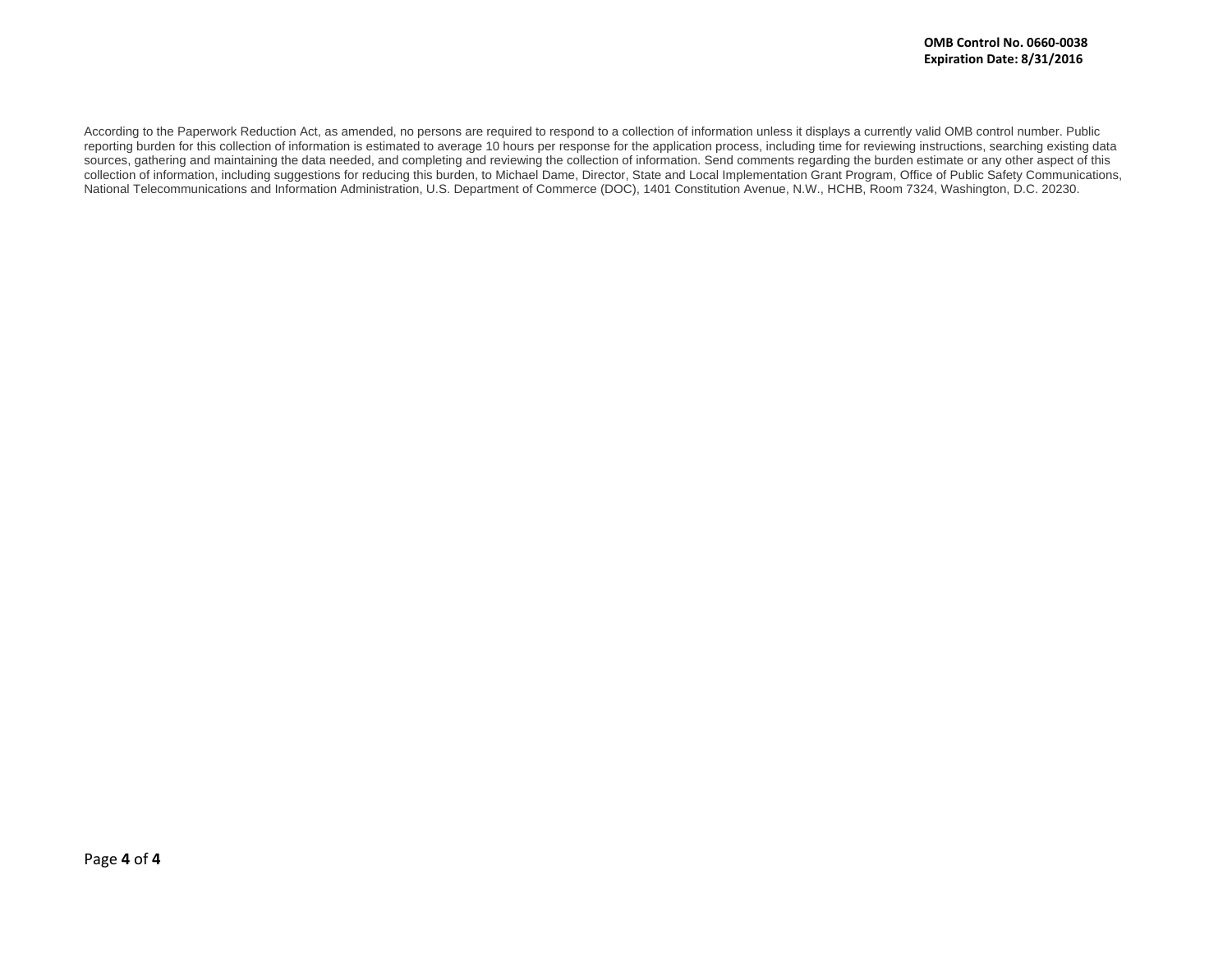According to the Paperwork Reduction Act, as amended, no persons are required to respond to a collection of information unless it displays a currently valid OMB control number. Public reporting burden for this collection of information is estimated to average 10 hours per response for the application process, including time for reviewing instructions, searching existing data sources, gathering and maintaining the data needed, and completing and reviewing the collection of information. Send comments regarding the burden estimate or any other aspect of this collection of information, including suggestions for reducing this burden, to Michael Dame, Director, State and Local Implementation Grant Program, Office of Public Safety Communications, National Telecommunications and Information Administration, U.S. Department of Commerce (DOC), 1401 Constitution Avenue, N.W., HCHB, Room 7324, Washington, D.C. 20230.